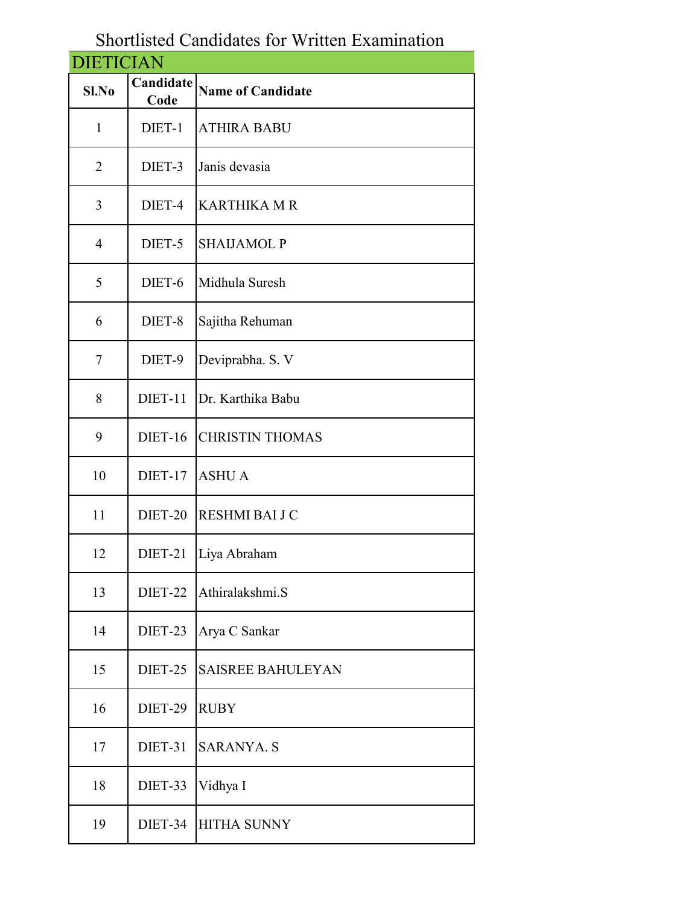# Shortlisted Candidates for Written Examination

## DIETICIAN

| Sl.No | Candidate Code | Name of Candidate |
|---|---|---|
| 1 | DIET-1 | ATHIRA BABU |
| 2 | DIET-3 | Janis devasia |
| 3 | DIET-4 | KARTHIKA M R |
| 4 | DIET-5 | SHAIJAMOL P |
| 5 | DIET-6 | Midhula Suresh |
| 6 | DIET-8 | Sajitha Rehuman |
| 7 | DIET-9 | Deviprabha. S. V |
| 8 | DIET-11 | Dr. Karthika Babu |
| 9 | DIET-16 | CHRISTIN THOMAS |
| 10 | DIET-17 | ASHU A |
| 11 | DIET-20 | RESHMI BAI J C |
| 12 | DIET-21 | Liya Abraham |
| 13 | DIET-22 | Athiralakshmi.S |
| 14 | DIET-23 | Arya C Sankar |
| 15 | DIET-25 | SAISREE BAHULEYAN |
| 16 | DIET-29 | RUBY |
| 17 | DIET-31 | SARANYA. S |
| 18 | DIET-33 | Vidhya I |
| 19 | DIET-34 | HITHA SUNNY |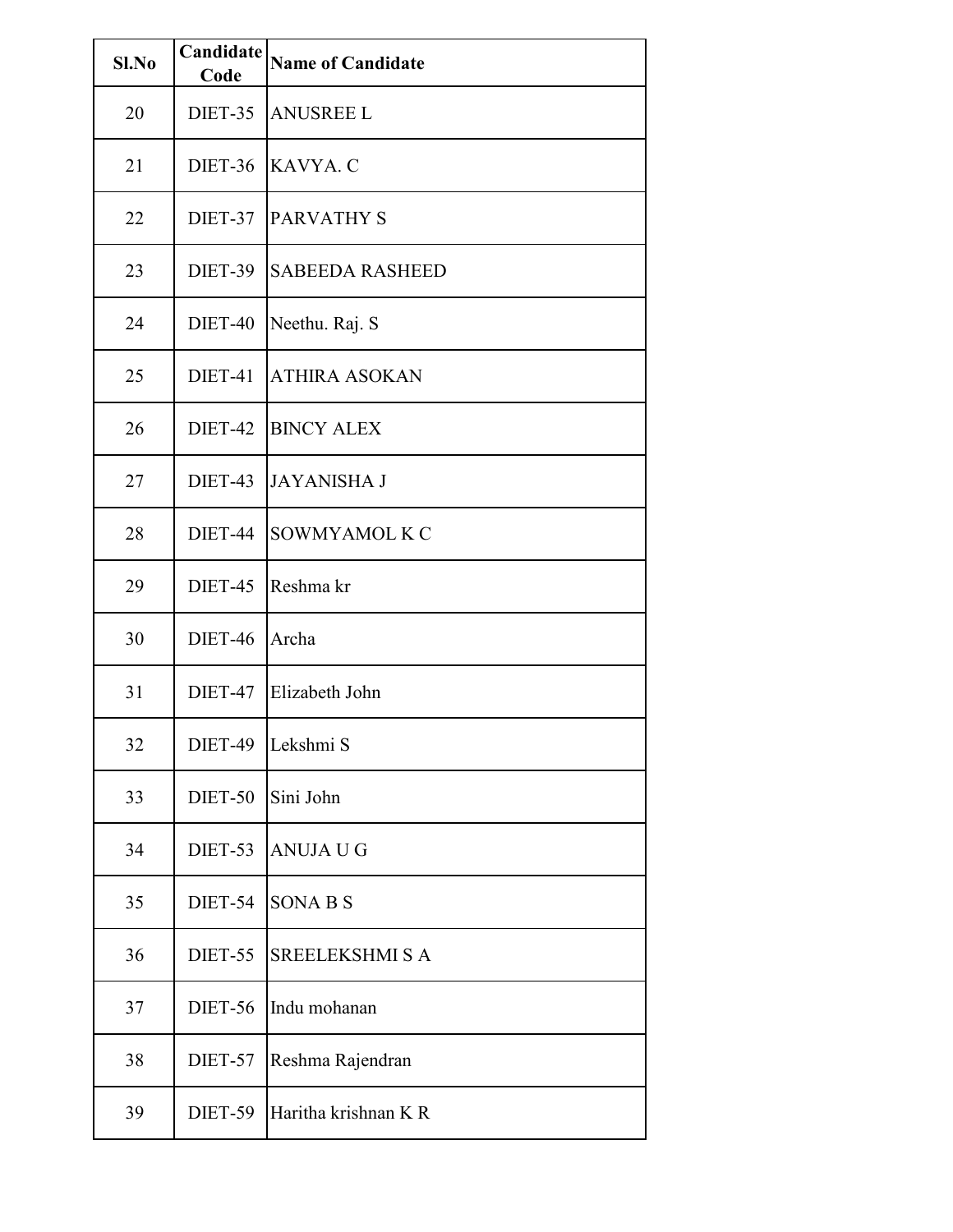| Sl.No | Candidate Code | Name of Candidate |
|---|---|---|
| 20 | DIET-35 | ANUSREE L |
| 21 | DIET-36 | KAVYA. C |
| 22 | DIET-37 | PARVATHY S |
| 23 | DIET-39 | SABEEDA RASHEED |
| 24 | DIET-40 | Neethu. Raj. S |
| 25 | DIET-41 | ATHIRA ASOKAN |
| 26 | DIET-42 | BINCY ALEX |
| 27 | DIET-43 | JAYANISHA J |
| 28 | DIET-44 | SOWMYAMOL K C |
| 29 | DIET-45 | Reshma kr |
| 30 | DIET-46 | Archa |
| 31 | DIET-47 | Elizabeth John |
| 32 | DIET-49 | Lekshmi S |
| 33 | DIET-50 | Sini John |
| 34 | DIET-53 | ANUJA U G |
| 35 | DIET-54 | SONA B S |
| 36 | DIET-55 | SREELEKSHMI S A |
| 37 | DIET-56 | Indu mohanan |
| 38 | DIET-57 | Reshma Rajendran |
| 39 | DIET-59 | Haritha krishnan K R |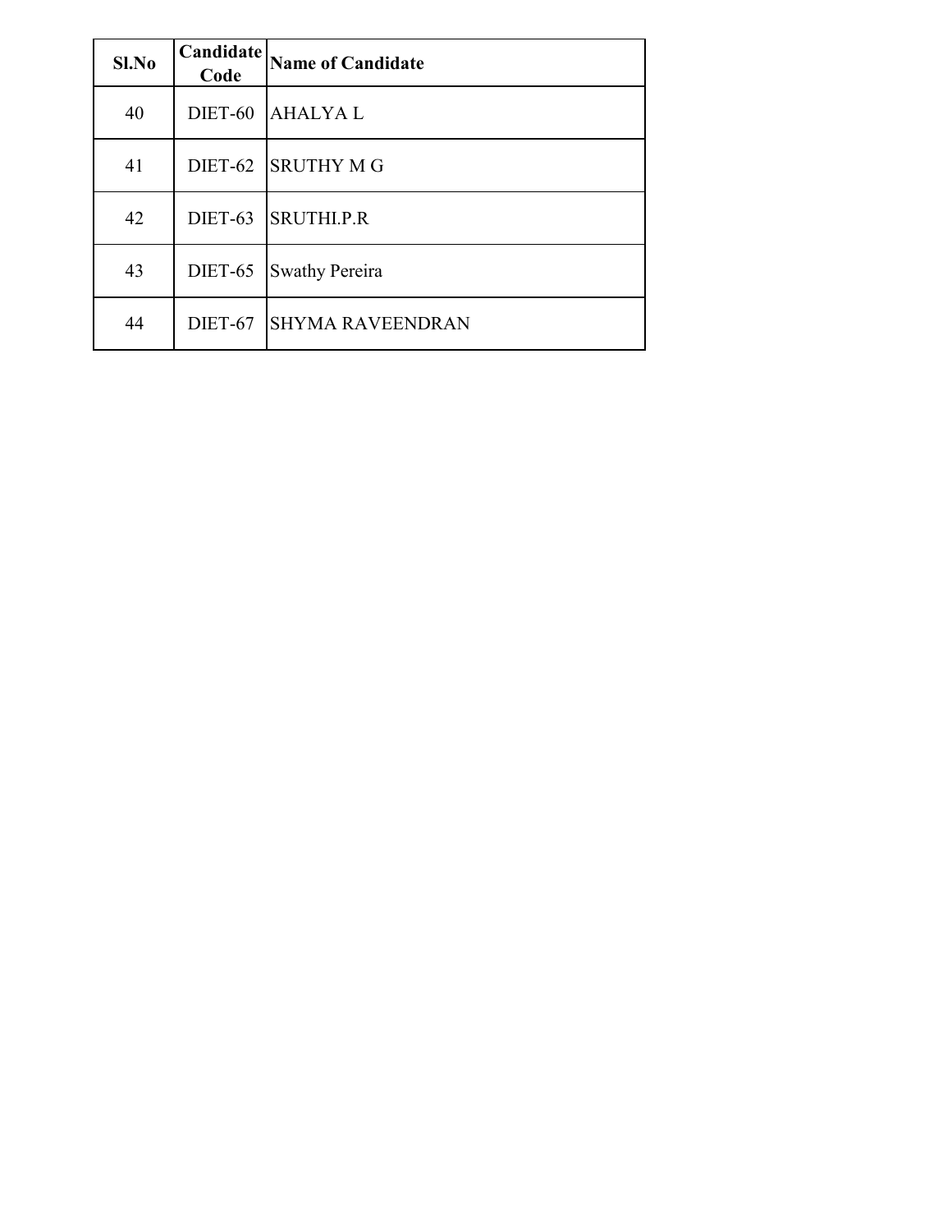| Sl.No | Candidate Code | Name of Candidate |
|---|---|---|
| 40 | DIET-60 | AHALYA L |
| 41 | DIET-62 | SRUTHY M G |
| 42 | DIET-63 | SRUTHI.P.R |
| 43 | DIET-65 | Swathy Pereira |
| 44 | DIET-67 | SHYMA RAVEENDRAN |